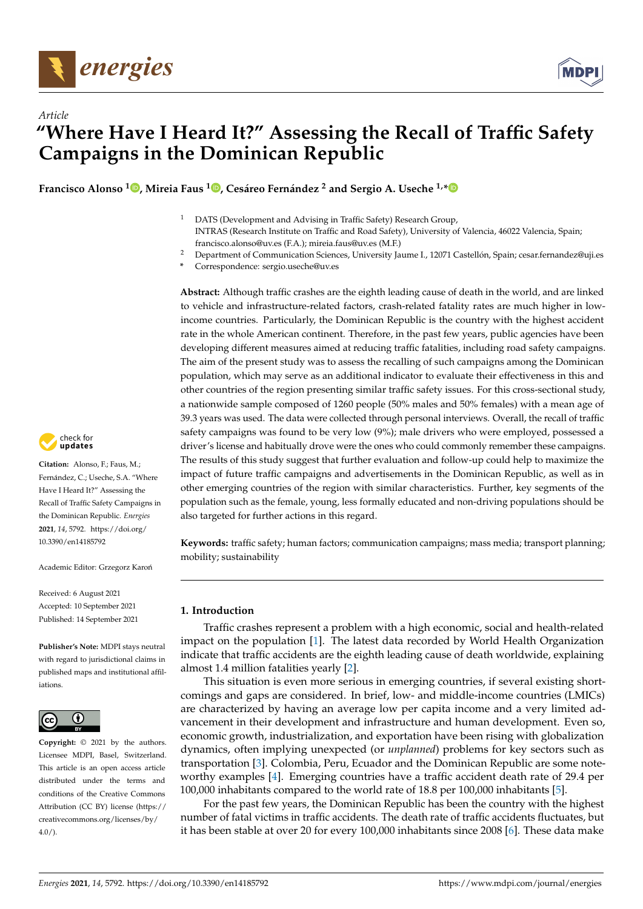*Article*

# "Where Have I Heard It?" Assessing the Recall of Traffic Safety Campaigns in the Dominican Republic

**Francisco Alonso [1], Mireia Faus [1], Cesáreo Fernández [2] and Sergio A. Useche [1,*]**

[1] DATS (Development and Advising in Traffic Safety) Research Group, INTRAS (Research Institute on Traffic and Road Safety), University of Valencia, 46022 Valencia, Spain; francisco.alonso@uv.es (F.A.); mireia.faus@uv.es (M.F.)

[2] Department of Communication Sciences, University Jaume I., 12071 Castellón, Spain; cesar.fernandez@uji.es

\* Correspondence: sergio.useche@uv.es

**Abstract:** Although traffic crashes are the eighth leading cause of death in the world, and are linked to vehicle and infrastructure-related factors, crash-related fatality rates are much higher in low-income countries. Particularly, the Dominican Republic is the country with the highest accident rate in the whole American continent. Therefore, in the past few years, public agencies have been developing different measures aimed at reducing traffic fatalities, including road safety campaigns. The aim of the present study was to assess the recalling of such campaigns among the Dominican population, which may serve as an additional indicator to evaluate their effectiveness in this and other countries of the region presenting similar traffic safety issues. For this cross-sectional study, a nationwide sample composed of 1260 people (50% males and 50% females) with a mean age of 39.3 years was used. The data were collected through personal interviews. Overall, the recall of traffic safety campaigns was found to be very low (9%); male drivers who were employed, possessed a driver's license and habitually drove were the ones who could commonly remember these campaigns. The results of this study suggest that further evaluation and follow-up could help to maximize the impact of future traffic campaigns and advertisements in the Dominican Republic, as well as in other emerging countries of the region with similar characteristics. Further, key segments of the population such as the female, young, less formally educated and non-driving populations should be also targeted for further actions in this regard.

**Keywords:** traffic safety; human factors; communication campaigns; mass media; transport planning; mobility; sustainability

**Citation:** Alonso, F.; Faus, M.; Fernández, C.; Useche, S.A. "Where Have I Heard It?" Assessing the Recall of Traffic Safety Campaigns in the Dominican Republic. *Energies* **2021**, *14*, 5792. https://doi.org/10.3390/en14185792

Academic Editor: Grzegorz Karoń

Received: 6 August 2021
Accepted: 10 September 2021
Published: 14 September 2021

**Publisher's Note:** MDPI stays neutral with regard to jurisdictional claims in published maps and institutional affiliations.

**Copyright:** © 2021 by the authors. Licensee MDPI, Basel, Switzerland. This article is an open access article distributed under the terms and conditions of the Creative Commons Attribution (CC BY) license (https://creativecommons.org/licenses/by/4.0/).

## 1. Introduction

Traffic crashes represent a problem with a high economic, social and health-related impact on the population [1]. The latest data recorded by World Health Organization indicate that traffic accidents are the eighth leading cause of death worldwide, explaining almost 1.4 million fatalities yearly [2].

This situation is even more serious in emerging countries, if several existing shortcomings and gaps are considered. In brief, low- and middle-income countries (LMICs) are characterized by having an average low per capita income and a very limited advancement in their development and infrastructure and human development. Even so, economic growth, industrialization, and exportation have been rising with globalization dynamics, often implying unexpected (or *unplanned*) problems for key sectors such as transportation [3]. Colombia, Peru, Ecuador and the Dominican Republic are some noteworthy examples [4]. Emerging countries have a traffic accident death rate of 29.4 per 100,000 inhabitants compared to the world rate of 18.8 per 100,000 inhabitants [5].

For the past few years, the Dominican Republic has been the country with the highest number of fatal victims in traffic accidents. The death rate of traffic accidents fluctuates, but it has been stable at over 20 for every 100,000 inhabitants since 2008 [6]. These data make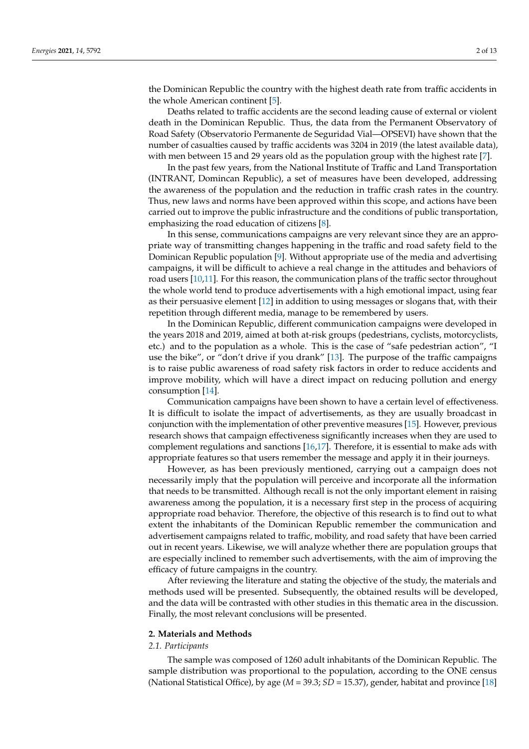the Dominican Republic the country with the highest death rate from traffic accidents in the whole American continent [5].

Deaths related to traffic accidents are the second leading cause of external or violent death in the Dominican Republic. Thus, the data from the Permanent Observatory of Road Safety (Observatorio Permanente de Seguridad Vial—OPSEVI) have shown that the number of casualties caused by traffic accidents was 3204 in 2019 (the latest available data), with men between 15 and 29 years old as the population group with the highest rate [7].

In the past few years, from the National Institute of Traffic and Land Transportation (INTRANT, Domincan Republic), a set of measures have been developed, addressing the awareness of the population and the reduction in traffic crash rates in the country. Thus, new laws and norms have been approved within this scope, and actions have been carried out to improve the public infrastructure and the conditions of public transportation, emphasizing the road education of citizens [8].

In this sense, communications campaigns are very relevant since they are an appropriate way of transmitting changes happening in the traffic and road safety field to the Dominican Republic population [9]. Without appropriate use of the media and advertising campaigns, it will be difficult to achieve a real change in the attitudes and behaviors of road users [10,11]. For this reason, the communication plans of the traffic sector throughout the whole world tend to produce advertisements with a high emotional impact, using fear as their persuasive element [12] in addition to using messages or slogans that, with their repetition through different media, manage to be remembered by users.

In the Dominican Republic, different communication campaigns were developed in the years 2018 and 2019, aimed at both at-risk groups (pedestrians, cyclists, motorcyclists, etc.) and to the population as a whole. This is the case of "safe pedestrian action", "I use the bike", or "don't drive if you drank" [13]. The purpose of the traffic campaigns is to raise public awareness of road safety risk factors in order to reduce accidents and improve mobility, which will have a direct impact on reducing pollution and energy consumption [14].

Communication campaigns have been shown to have a certain level of effectiveness. It is difficult to isolate the impact of advertisements, as they are usually broadcast in conjunction with the implementation of other preventive measures [15]. However, previous research shows that campaign effectiveness significantly increases when they are used to complement regulations and sanctions [16,17]. Therefore, it is essential to make ads with appropriate features so that users remember the message and apply it in their journeys.

However, as has been previously mentioned, carrying out a campaign does not necessarily imply that the population will perceive and incorporate all the information that needs to be transmitted. Although recall is not the only important element in raising awareness among the population, it is a necessary first step in the process of acquiring appropriate road behavior. Therefore, the objective of this research is to find out to what extent the inhabitants of the Dominican Republic remember the communication and advertisement campaigns related to traffic, mobility, and road safety that have been carried out in recent years. Likewise, we will analyze whether there are population groups that are especially inclined to remember such advertisements, with the aim of improving the efficacy of future campaigns in the country.

After reviewing the literature and stating the objective of the study, the materials and methods used will be presented. Subsequently, the obtained results will be developed, and the data will be contrasted with other studies in this thematic area in the discussion. Finally, the most relevant conclusions will be presented.

## 2. Materials and Methods

### *2.1. Participants*

The sample was composed of 1260 adult inhabitants of the Dominican Republic. The sample distribution was proportional to the population, according to the ONE census (National Statistical Office), by age ($M$ = 39.3; $SD$ = 15.37), gender, habitat and province [18]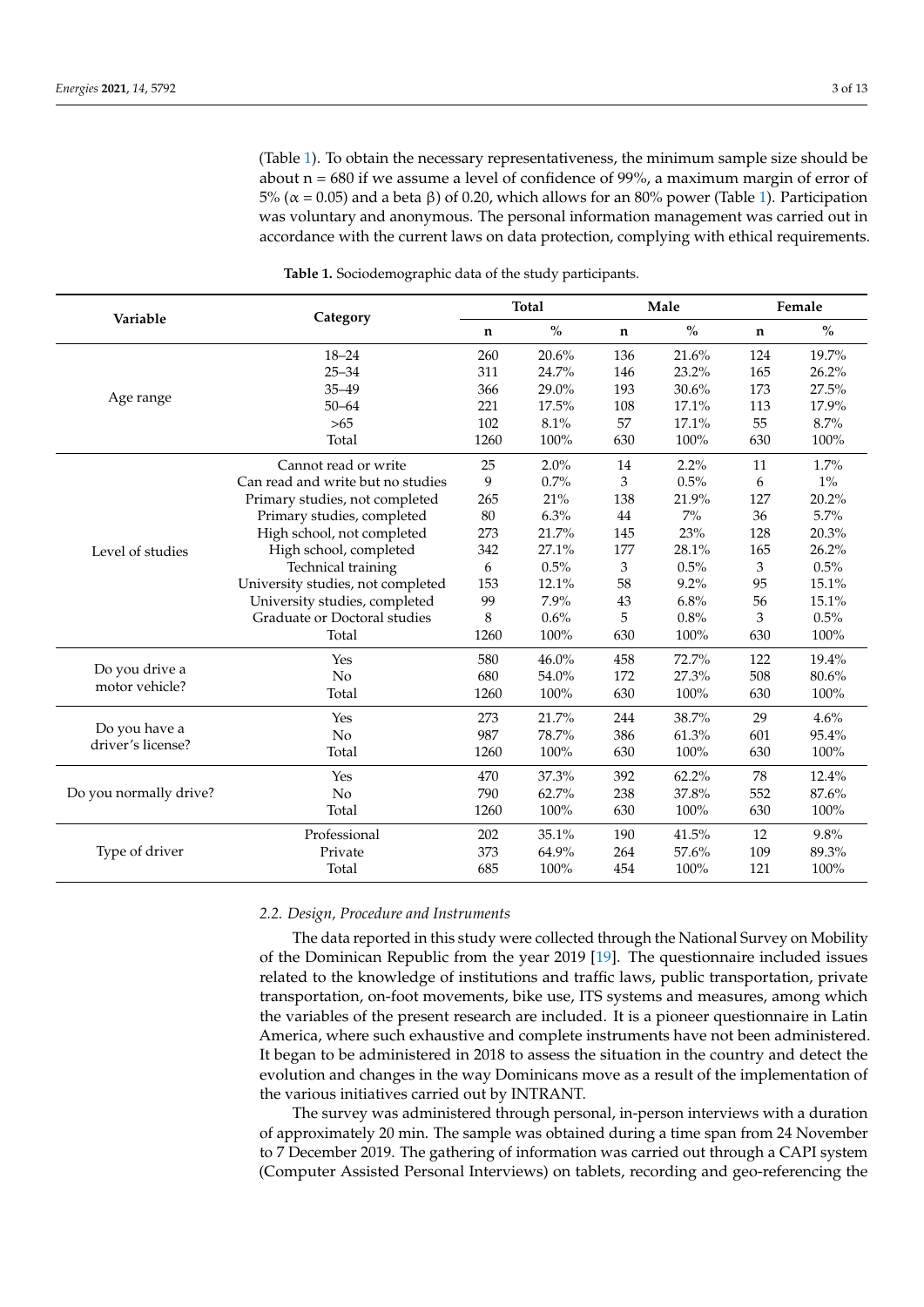(Table 1). To obtain the necessary representativeness, the minimum sample size should be about n = 680 if we assume a level of confidence of 99%, a maximum margin of error of 5% (α = 0.05) and a beta β) of 0.20, which allows for an 80% power (Table 1). Participation was voluntary and anonymous. The personal information management was carried out in accordance with the current laws on data protection, complying with ethical requirements.

**Table 1.** Sociodemographic data of the study participants.

| Variable | Category | Total | | Male | | Female | |
|---|---|---|---|---|---|---|---|
| | | n | % | n | % | n | % |
| Age range | 18–24 | 260 | 20.6% | 136 | 21.6% | 124 | 19.7% |
| | 25–34 | 311 | 24.7% | 146 | 23.2% | 165 | 26.2% |
| | 35–49 | 366 | 29.0% | 193 | 30.6% | 173 | 27.5% |
| | 50–64 | 221 | 17.5% | 108 | 17.1% | 113 | 17.9% |
| | >65 | 102 | 8.1% | 57 | 17.1% | 55 | 8.7% |
| | Total | 1260 | 100% | 630 | 100% | 630 | 100% |
| Level of studies | Cannot read or write | 25 | 2.0% | 14 | 2.2% | 11 | 1.7% |
| | Can read and write but no studies | 9 | 0.7% | 3 | 0.5% | 6 | 1% |
| | Primary studies, not completed | 265 | 21% | 138 | 21.9% | 127 | 20.2% |
| | Primary studies, completed | 80 | 6.3% | 44 | 7% | 36 | 5.7% |
| | High school, not completed | 273 | 21.7% | 145 | 23% | 128 | 20.3% |
| | High school, completed | 342 | 27.1% | 177 | 28.1% | 165 | 26.2% |
| | Technical training | 6 | 0.5% | 3 | 0.5% | 3 | 0.5% |
| | University studies, not completed | 153 | 12.1% | 58 | 9.2% | 95 | 15.1% |
| | University studies, completed | 99 | 7.9% | 43 | 6.8% | 56 | 15.1% |
| | Graduate or Doctoral studies | 8 | 0.6% | 5 | 0.8% | 3 | 0.5% |
| | Total | 1260 | 100% | 630 | 100% | 630 | 100% |
| Do you drive a motor vehicle? | Yes | 580 | 46.0% | 458 | 72.7% | 122 | 19.4% |
| | No | 680 | 54.0% | 172 | 27.3% | 508 | 80.6% |
| | Total | 1260 | 100% | 630 | 100% | 630 | 100% |
| Do you have a driver's license? | Yes | 273 | 21.7% | 244 | 38.7% | 29 | 4.6% |
| | No | 987 | 78.7% | 386 | 61.3% | 601 | 95.4% |
| | Total | 1260 | 100% | 630 | 100% | 630 | 100% |
| Do you normally drive? | Yes | 470 | 37.3% | 392 | 62.2% | 78 | 12.4% |
| | No | 790 | 62.7% | 238 | 37.8% | 552 | 87.6% |
| | Total | 1260 | 100% | 630 | 100% | 630 | 100% |
| Type of driver | Professional | 202 | 35.1% | 190 | 41.5% | 12 | 9.8% |
| | Private | 373 | 64.9% | 264 | 57.6% | 109 | 89.3% |
| | Total | 685 | 100% | 454 | 100% | 121 | 100% |

### 2.2. Design, Procedure and Instruments

The data reported in this study were collected through the National Survey on Mobility of the Dominican Republic from the year 2019 [19]. The questionnaire included issues related to the knowledge of institutions and traffic laws, public transportation, private transportation, on-foot movements, bike use, ITS systems and measures, among which the variables of the present research are included. It is a pioneer questionnaire in Latin America, where such exhaustive and complete instruments have not been administered. It began to be administered in 2018 to assess the situation in the country and detect the evolution and changes in the way Dominicans move as a result of the implementation of the various initiatives carried out by INTRANT.

The survey was administered through personal, in-person interviews with a duration of approximately 20 min. The sample was obtained during a time span from 24 November to 7 December 2019. The gathering of information was carried out through a CAPI system (Computer Assisted Personal Interviews) on tablets, recording and geo-referencing the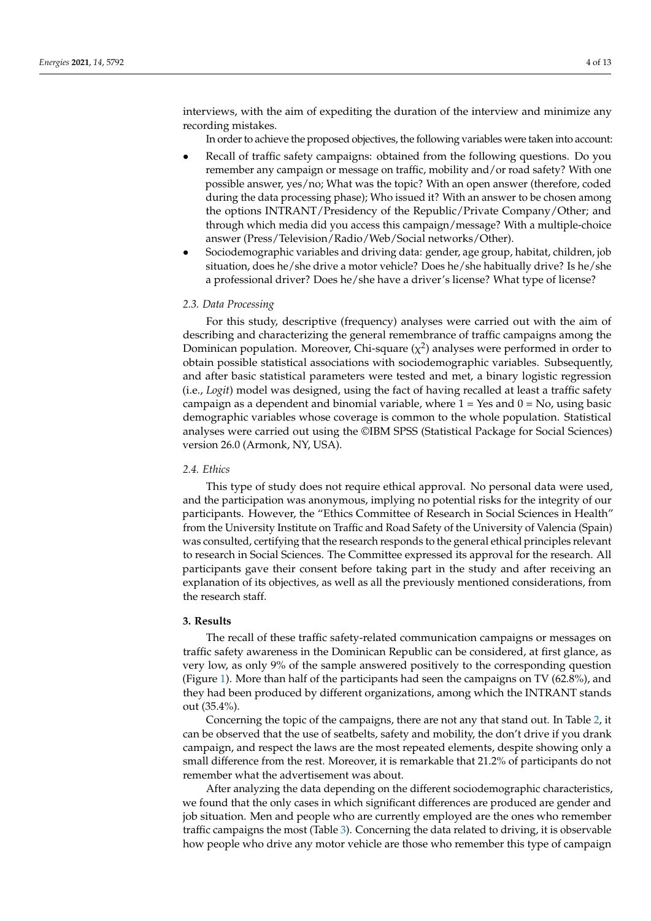interviews, with the aim of expediting the duration of the interview and minimize any recording mistakes.

In order to achieve the proposed objectives, the following variables were taken into account:

- Recall of traffic safety campaigns: obtained from the following questions. Do you remember any campaign or message on traffic, mobility and/or road safety? With one possible answer, yes/no; What was the topic? With an open answer (therefore, coded during the data processing phase); Who issued it? With an answer to be chosen among the options INTRANT/Presidency of the Republic/Private Company/Other; and through which media did you access this campaign/message? With a multiple-choice answer (Press/Television/Radio/Web/Social networks/Other).
- Sociodemographic variables and driving data: gender, age group, habitat, children, job situation, does he/she drive a motor vehicle? Does he/she habitually drive? Is he/she a professional driver? Does he/she have a driver's license? What type of license?

### 2.3. Data Processing

For this study, descriptive (frequency) analyses were carried out with the aim of describing and characterizing the general remembrance of traffic campaigns among the Dominican population. Moreover, Chi-square ($\chi^2$) analyses were performed in order to obtain possible statistical associations with sociodemographic variables. Subsequently, and after basic statistical parameters were tested and met, a binary logistic regression (i.e., *Logit*) model was designed, using the fact of having recalled at least a traffic safety campaign as a dependent and binomial variable, where 1 = Yes and 0 = No, using basic demographic variables whose coverage is common to the whole population. Statistical analyses were carried out using the ©IBM SPSS (Statistical Package for Social Sciences) version 26.0 (Armonk, NY, USA).

### 2.4. Ethics

This type of study does not require ethical approval. No personal data were used, and the participation was anonymous, implying no potential risks for the integrity of our participants. However, the "Ethics Committee of Research in Social Sciences in Health" from the University Institute on Traffic and Road Safety of the University of Valencia (Spain) was consulted, certifying that the research responds to the general ethical principles relevant to research in Social Sciences. The Committee expressed its approval for the research. All participants gave their consent before taking part in the study and after receiving an explanation of its objectives, as well as all the previously mentioned considerations, from the research staff.

## 3. Results

The recall of these traffic safety-related communication campaigns or messages on traffic safety awareness in the Dominican Republic can be considered, at first glance, as very low, as only 9% of the sample answered positively to the corresponding question (Figure 1). More than half of the participants had seen the campaigns on TV (62.8%), and they had been produced by different organizations, among which the INTRANT stands out (35.4%).

Concerning the topic of the campaigns, there are not any that stand out. In Table 2, it can be observed that the use of seatbelts, safety and mobility, the don't drive if you drank campaign, and respect the laws are the most repeated elements, despite showing only a small difference from the rest. Moreover, it is remarkable that 21.2% of participants do not remember what the advertisement was about.

After analyzing the data depending on the different sociodemographic characteristics, we found that the only cases in which significant differences are produced are gender and job situation. Men and people who are currently employed are the ones who remember traffic campaigns the most (Table 3). Concerning the data related to driving, it is observable how people who drive any motor vehicle are those who remember this type of campaign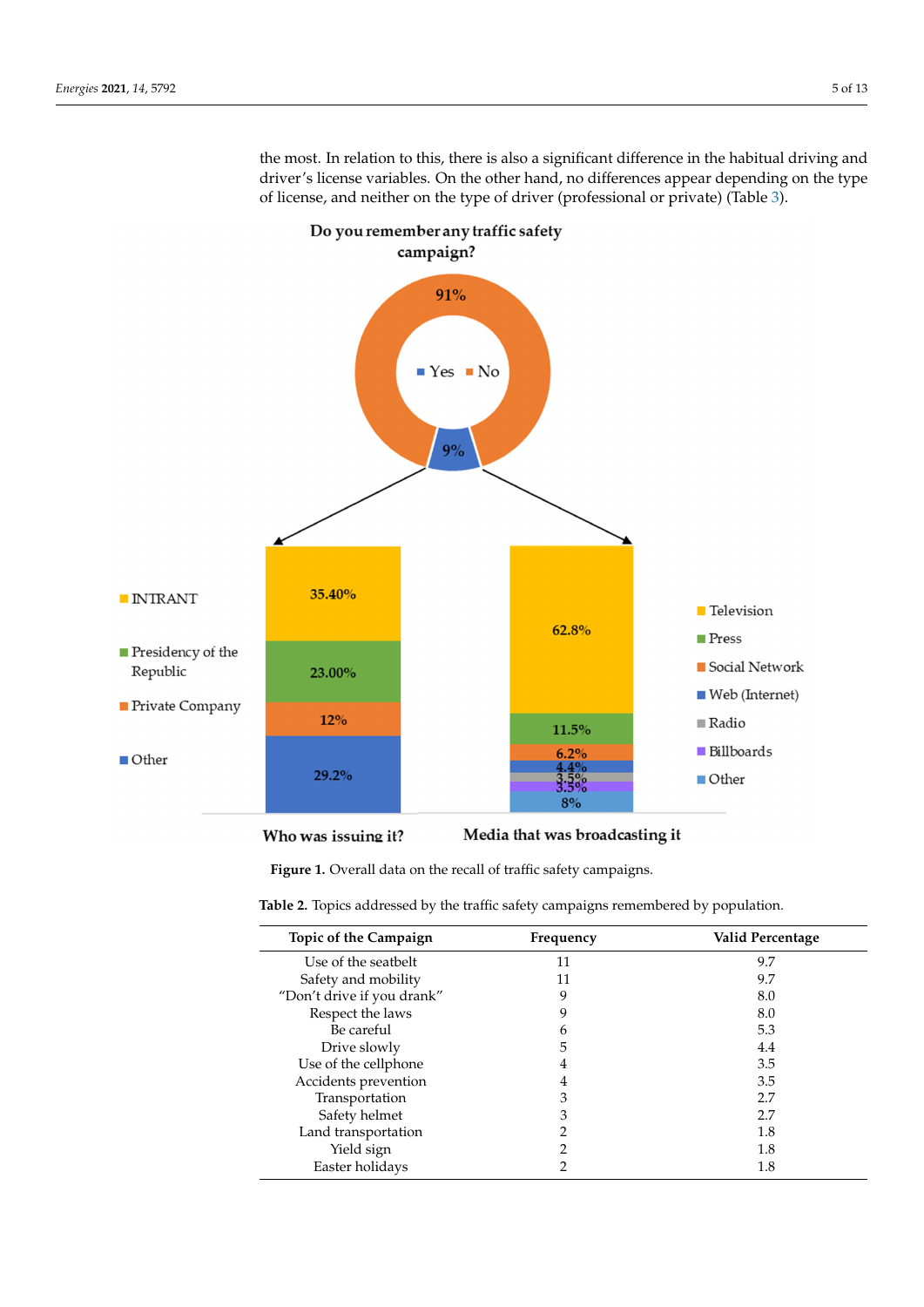the most. In relation to this, there is also a significant difference in the habitual driving and driver's license variables. On the other hand, no differences appear depending on the type of license, and neither on the type of driver (professional or private) (Table 3).

**Figure 1.** Overall data on the recall of traffic safety campaigns.

**Table 2.** Topics addressed by the traffic safety campaigns remembered by population.

| Topic of the Campaign | Frequency | Valid Percentage |
|---|---|---|
| Use of the seatbelt | 11 | 9.7 |
| Safety and mobility | 11 | 9.7 |
| "Don't drive if you drank" | 9 | 8.0 |
| Respect the laws | 9 | 8.0 |
| Be careful | 6 | 5.3 |
| Drive slowly | 5 | 4.4 |
| Use of the cellphone | 4 | 3.5 |
| Accidents prevention | 4 | 3.5 |
| Transportation | 3 | 2.7 |
| Safety helmet | 3 | 2.7 |
| Land transportation | 2 | 1.8 |
| Yield sign | 2 | 1.8 |
| Easter holidays | 2 | 1.8 |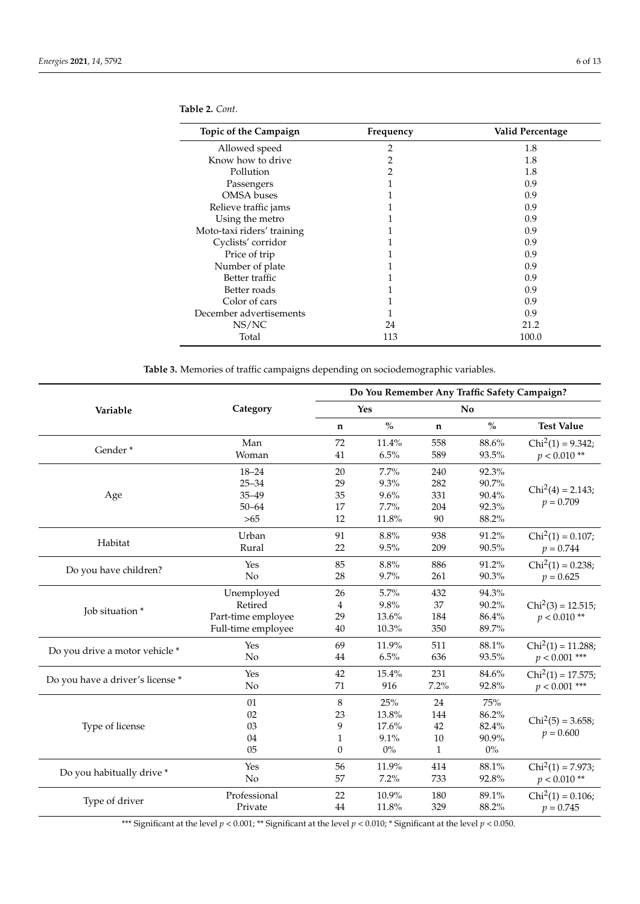**Table 2.** *Cont.*

| Topic of the Campaign | Frequency | Valid Percentage |
|---|---|---|
| Allowed speed | 2 | 1.8 |
| Know how to drive | 2 | 1.8 |
| Pollution | 2 | 1.8 |
| Passengers | 1 | 0.9 |
| OMSA buses | 1 | 0.9 |
| Relieve traffic jams | 1 | 0.9 |
| Using the metro | 1 | 0.9 |
| Moto-taxi riders' training | 1 | 0.9 |
| Cyclists' corridor | 1 | 0.9 |
| Price of trip | 1 | 0.9 |
| Number of plate | 1 | 0.9 |
| Better traffic | 1 | 0.9 |
| Better roads | 1 | 0.9 |
| Color of cars | 1 | 0.9 |
| December advertisements | 1 | 0.9 |
| NS/NC | 24 | 21.2 |
| Total | 113 | 100.0 |

**Table 3.** Memories of traffic campaigns depending on sociodemographic variables.

| Variable | Category | Do You Remember Any Traffic Safety Campaign? | | | | |
|---|---|---|---|---|---|---|
| | | Yes | | No | | |
| | | n | % | n | % | Test Value |
| Gender * | Man | 72 | 11.4% | 558 | 88.6% | $Chi^2(1) = 9.342$; $p < 0.010$ ** |
| | Woman | 41 | 6.5% | 589 | 93.5% | |
| Age | 18–24 | 20 | 7.7% | 240 | 92.3% | $Chi^2(4) = 2.143$; $p = 0.709$ |
| | 25–34 | 29 | 9.3% | 282 | 90.7% | |
| | 35–49 | 35 | 9.6% | 331 | 90.4% | |
| | 50–64 | 17 | 7.7% | 204 | 92.3% | |
| | >65 | 12 | 11.8% | 90 | 88.2% | |
| Habitat | Urban | 91 | 8.8% | 938 | 91.2% | $Chi^2(1) = 0.107$; $p = 0.744$ |
| | Rural | 22 | 9.5% | 209 | 90.5% | |
| Do you have children? | Yes | 85 | 8.8% | 886 | 91.2% | $Chi^2(1) = 0.238$; $p = 0.625$ |
| | No | 28 | 9.7% | 261 | 90.3% | |
| Job situation * | Unemployed | 26 | 5.7% | 432 | 94.3% | $Chi^2(3) = 12.515$; $p < 0.010$ ** |
| | Retired | 4 | 9.8% | 37 | 90.2% | |
| | Part-time employee | 29 | 13.6% | 184 | 86.4% | |
| | Full-time employee | 40 | 10.3% | 350 | 89.7% | |
| Do you drive a motor vehicle * | Yes | 69 | 11.9% | 511 | 88.1% | $Chi^2(1) = 11.288$; $p < 0.001$ *** |
| | No | 44 | 6.5% | 636 | 93.5% | |
| Do you have a driver's license * | Yes | 42 | 15.4% | 231 | 84.6% | $Chi^2(1) = 17.575$; $p < 0.001$ *** |
| | No | 71 | 916 | 7.2% | 92.8% | |
| Type of license | 01 | 8 | 25% | 24 | 75% | $Chi^2(5) = 3.658$; $p = 0.600$ |
| | 02 | 23 | 13.8% | 144 | 86.2% | |
| | 03 | 9 | 17.6% | 42 | 82.4% | |
| | 04 | 1 | 9.1% | 10 | 90.9% | |
| | 05 | 0 | 0% | 1 | 0% | |
| Do you habitually drive * | Yes | 56 | 11.9% | 414 | 88.1% | $Chi^2(1) = 7.973$; $p < 0.010$ ** |
| | No | 57 | 7.2% | 733 | 92.8% | |
| Type of driver | Professional | 22 | 10.9% | 180 | 89.1% | $Chi^2(1) = 0.106$; $p = 0.745$ |
| | Private | 44 | 11.8% | 329 | 88.2% | |

*** Significant at the level $p < 0.001$; ** Significant at the level $p < 0.010$; * Significant at the level $p < 0.050$.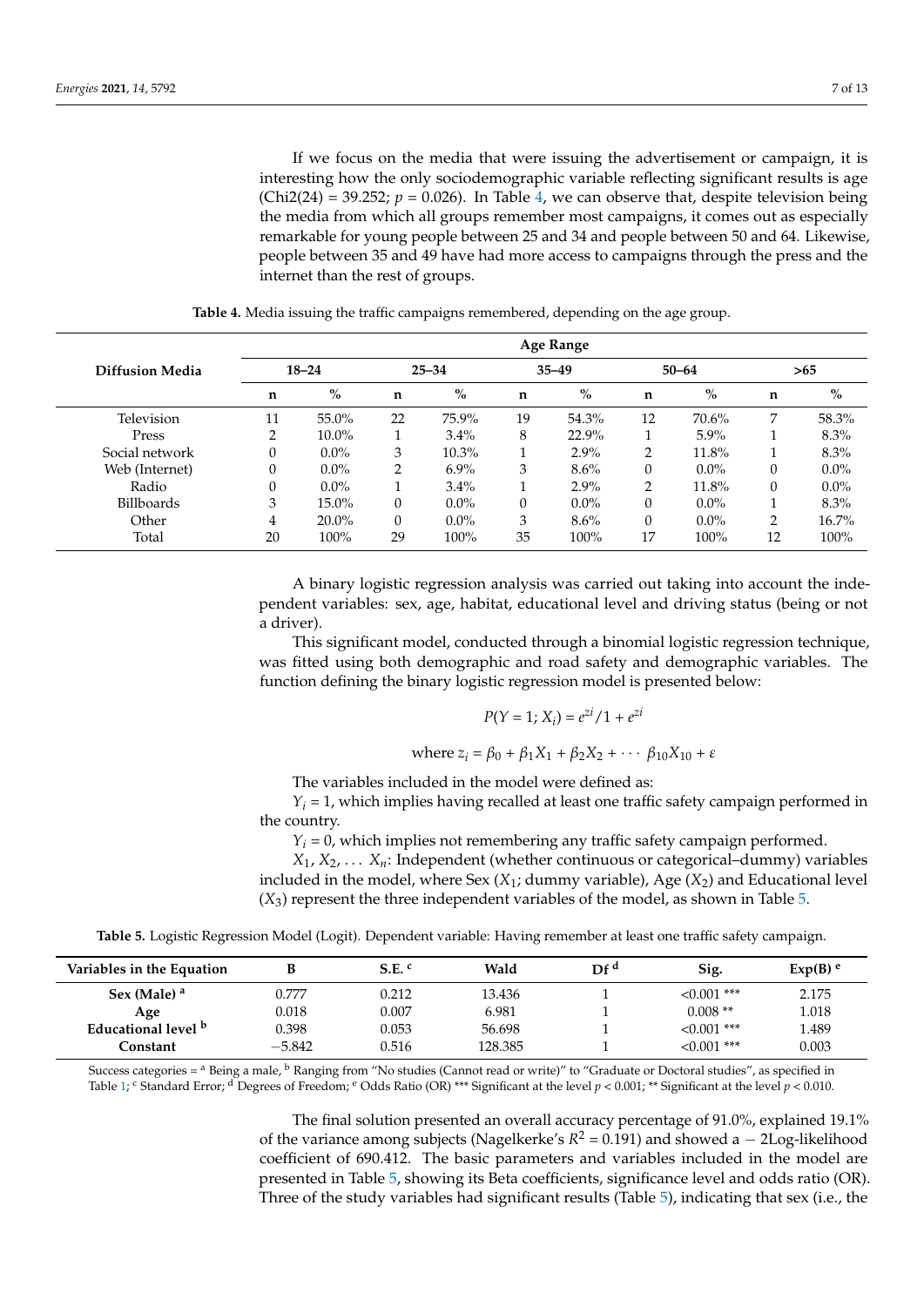If we focus on the media that were issuing the advertisement or campaign, it is interesting how the only sociodemographic variable reflecting significant results is age ($Chi2(24) = 39.252$; $p = 0.026$). In Table 4, we can observe that, despite television being the media from which all groups remember most campaigns, it comes out as especially remarkable for young people between 25 and 34 and people between 50 and 64. Likewise, people between 35 and 49 have had more access to campaigns through the press and the internet than the rest of groups.

**Table 4.** Media issuing the traffic campaigns remembered, depending on the age group.

| Diffusion Media | Age Range | | | | | | | | | |
|---|---|---|---|---|---|---|---|---|---|---|
| | 18–24 | | 25–34 | | 35–49 | | 50–64 | | >65 | |
| | n | % | n | % | n | % | n | % | n | % |
| Television | 11 | 55.0% | 22 | 75.9% | 19 | 54.3% | 12 | 70.6% | 7 | 58.3% |
| Press | 2 | 10.0% | 1 | 3.4% | 8 | 22.9% | 1 | 5.9% | 1 | 8.3% |
| Social network | 0 | 0.0% | 3 | 10.3% | 1 | 2.9% | 2 | 11.8% | 1 | 8.3% |
| Web (Internet) | 0 | 0.0% | 2 | 6.9% | 3 | 8.6% | 0 | 0.0% | 0 | 0.0% |
| Radio | 0 | 0.0% | 1 | 3.4% | 1 | 2.9% | 2 | 11.8% | 0 | 0.0% |
| Billboards | 3 | 15.0% | 0 | 0.0% | 0 | 0.0% | 0 | 0.0% | 1 | 8.3% |
| Other | 4 | 20.0% | 0 | 0.0% | 3 | 8.6% | 0 | 0.0% | 2 | 16.7% |
| Total | 20 | 100% | 29 | 100% | 35 | 100% | 17 | 100% | 12 | 100% |

A binary logistic regression analysis was carried out taking into account the independent variables: sex, age, habitat, educational level and driving status (being or not a driver).

This significant model, conducted through a binomial logistic regression technique, was fitted using both demographic and road safety and demographic variables. The function defining the binary logistic regression model is presented below:

$$P(Y = 1; X_i) = e^{zi}/1 + e^{zi}$$

$$\text{where } z_i = \beta_0 + \beta_1 X_1 + \beta_2 X_2 + \cdots \beta_{10} X_{10} + \varepsilon$$

The variables included in the model were defined as:

$Y_i = 1$, which implies having recalled at least one traffic safety campaign performed in the country.

$Y_i = 0$, which implies not remembering any traffic safety campaign performed.

$X_1, X_2, \ldots X_n$: Independent (whether continuous or categorical–dummy) variables included in the model, where Sex ($X_1$; dummy variable), Age ($X_2$) and Educational level ($X_3$) represent the three independent variables of the model, as shown in Table 5.

**Table 5.** Logistic Regression Model (Logit). Dependent variable: Having remember at least one traffic safety campaign.

| Variables in the Equation | B | S.E. [c] | Wald | Df [d] | Sig. | Exp(B) [e] |
|---|---|---|---|---|---|---|
| **Sex (Male) [a]** | 0.777 | 0.212 | 13.436 | 1 | <0.001 *** | 2.175 |
| **Age** | 0.018 | 0.007 | 6.981 | 1 | 0.008 ** | 1.018 |
| **Educational level [b]** | 0.398 | 0.053 | 56.698 | 1 | <0.001 *** | 1.489 |
| **Constant** | −5.842 | 0.516 | 128.385 | 1 | <0.001 *** | 0.003 |

Success categories = [a] Being a male, [b] Ranging from "No studies (Cannot read or write)" to "Graduate or Doctoral studies", as specified in Table 1; [c] Standard Error; [d] Degrees of Freedom; [e] Odds Ratio (OR) *** Significant at the level $p < 0.001$; ** Significant at the level $p < 0.010$.

The final solution presented an overall accuracy percentage of 91.0%, explained 19.1% of the variance among subjects (Nagelkerke's $R^2 = 0.191$) and showed a − 2Log-likelihood coefficient of 690.412. The basic parameters and variables included in the model are presented in Table 5, showing its Beta coefficients, significance level and odds ratio (OR). Three of the study variables had significant results (Table 5), indicating that sex (i.e., the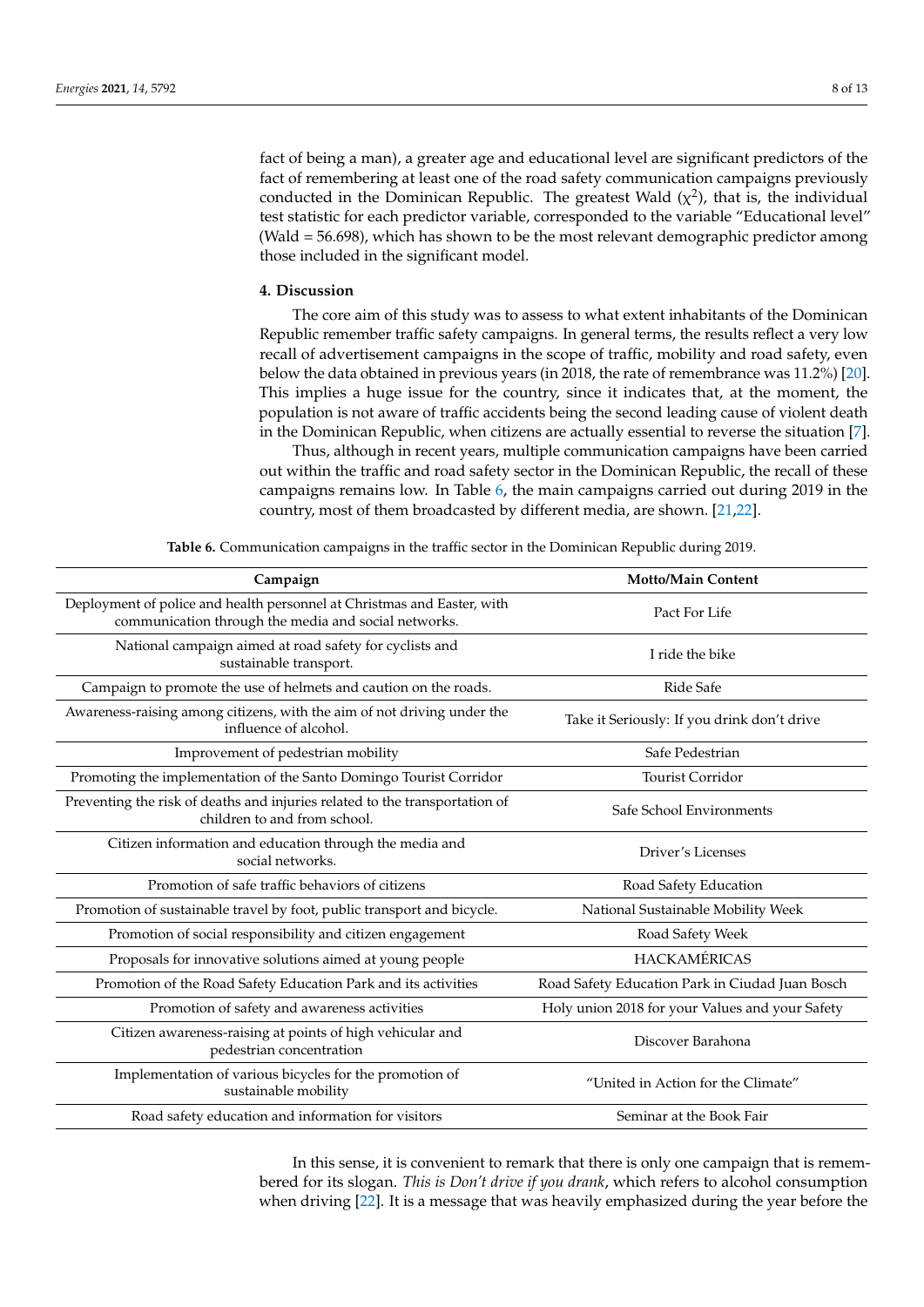fact of being a man), a greater age and educational level are significant predictors of the fact of remembering at least one of the road safety communication campaigns previously conducted in the Dominican Republic. The greatest Wald ($\chi^2$), that is, the individual test statistic for each predictor variable, corresponded to the variable "Educational level" (Wald = 56.698), which has shown to be the most relevant demographic predictor among those included in the significant model.

## 4. Discussion

The core aim of this study was to assess to what extent inhabitants of the Dominican Republic remember traffic safety campaigns. In general terms, the results reflect a very low recall of advertisement campaigns in the scope of traffic, mobility and road safety, even below the data obtained in previous years (in 2018, the rate of remembrance was 11.2%) [20]. This implies a huge issue for the country, since it indicates that, at the moment, the population is not aware of traffic accidents being the second leading cause of violent death in the Dominican Republic, when citizens are actually essential to reverse the situation [7].

Thus, although in recent years, multiple communication campaigns have been carried out within the traffic and road safety sector in the Dominican Republic, the recall of these campaigns remains low. In Table 6, the main campaigns carried out during 2019 in the country, most of them broadcasted by different media, are shown. [21,22].

**Table 6.** Communication campaigns in the traffic sector in the Dominican Republic during 2019.

| Campaign | Motto/Main Content |
|---|---|
| Deployment of police and health personnel at Christmas and Easter, with communication through the media and social networks. | Pact For Life |
| National campaign aimed at road safety for cyclists and sustainable transport. | I ride the bike |
| Campaign to promote the use of helmets and caution on the roads. | Ride Safe |
| Awareness-raising among citizens, with the aim of not driving under the influence of alcohol. | Take it Seriously: If you drink don't drive |
| Improvement of pedestrian mobility | Safe Pedestrian |
| Promoting the implementation of the Santo Domingo Tourist Corridor | Tourist Corridor |
| Preventing the risk of deaths and injuries related to the transportation of children to and from school. | Safe School Environments |
| Citizen information and education through the media and social networks. | Driver's Licenses |
| Promotion of safe traffic behaviors of citizens | Road Safety Education |
| Promotion of sustainable travel by foot, public transport and bicycle. | National Sustainable Mobility Week |
| Promotion of social responsibility and citizen engagement | Road Safety Week |
| Proposals for innovative solutions aimed at young people | HACKAMÉRICAS |
| Promotion of the Road Safety Education Park and its activities | Road Safety Education Park in Ciudad Juan Bosch |
| Promotion of safety and awareness activities | Holy union 2018 for your Values and your Safety |
| Citizen awareness-raising at points of high vehicular and pedestrian concentration | Discover Barahona |
| Implementation of various bicycles for the promotion of sustainable mobility | "United in Action for the Climate" |
| Road safety education and information for visitors | Seminar at the Book Fair |

In this sense, it is convenient to remark that there is only one campaign that is remembered for its slogan. *This is Don't drive if you drank*, which refers to alcohol consumption when driving [22]. It is a message that was heavily emphasized during the year before the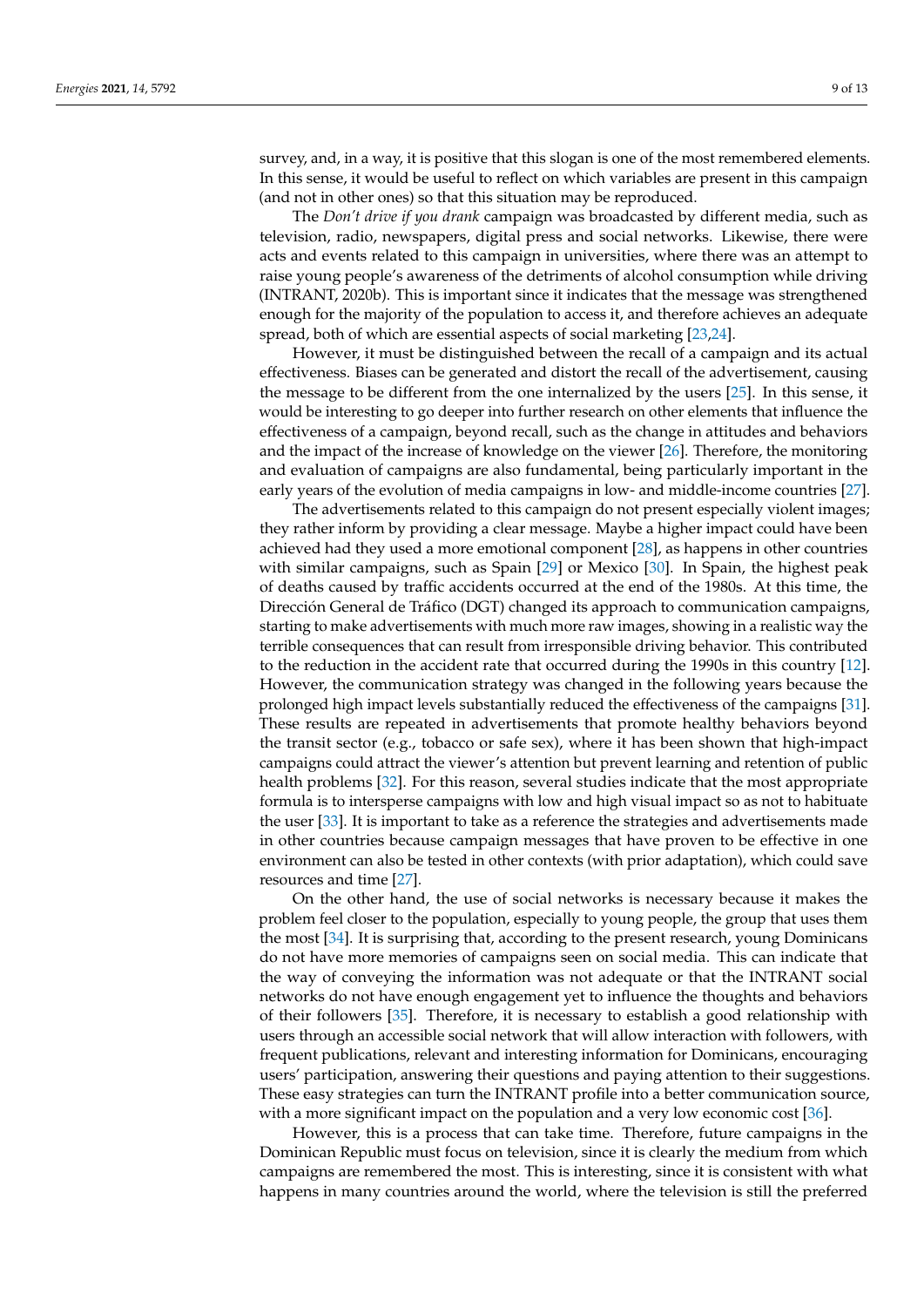survey, and, in a way, it is positive that this slogan is one of the most remembered elements. In this sense, it would be useful to reflect on which variables are present in this campaign (and not in other ones) so that this situation may be reproduced.

The *Don't drive if you drank* campaign was broadcasted by different media, such as television, radio, newspapers, digital press and social networks. Likewise, there were acts and events related to this campaign in universities, where there was an attempt to raise young people's awareness of the detriments of alcohol consumption while driving (INTRANT, 2020b). This is important since it indicates that the message was strengthened enough for the majority of the population to access it, and therefore achieves an adequate spread, both of which are essential aspects of social marketing [23,24].

However, it must be distinguished between the recall of a campaign and its actual effectiveness. Biases can be generated and distort the recall of the advertisement, causing the message to be different from the one internalized by the users [25]. In this sense, it would be interesting to go deeper into further research on other elements that influence the effectiveness of a campaign, beyond recall, such as the change in attitudes and behaviors and the impact of the increase of knowledge on the viewer [26]. Therefore, the monitoring and evaluation of campaigns are also fundamental, being particularly important in the early years of the evolution of media campaigns in low- and middle-income countries [27].

The advertisements related to this campaign do not present especially violent images; they rather inform by providing a clear message. Maybe a higher impact could have been achieved had they used a more emotional component [28], as happens in other countries with similar campaigns, such as Spain [29] or Mexico [30]. In Spain, the highest peak of deaths caused by traffic accidents occurred at the end of the 1980s. At this time, the Dirección General de Tráfico (DGT) changed its approach to communication campaigns, starting to make advertisements with much more raw images, showing in a realistic way the terrible consequences that can result from irresponsible driving behavior. This contributed to the reduction in the accident rate that occurred during the 1990s in this country [12]. However, the communication strategy was changed in the following years because the prolonged high impact levels substantially reduced the effectiveness of the campaigns [31]. These results are repeated in advertisements that promote healthy behaviors beyond the transit sector (e.g., tobacco or safe sex), where it has been shown that high-impact campaigns could attract the viewer's attention but prevent learning and retention of public health problems [32]. For this reason, several studies indicate that the most appropriate formula is to intersperse campaigns with low and high visual impact so as not to habituate the user [33]. It is important to take as a reference the strategies and advertisements made in other countries because campaign messages that have proven to be effective in one environment can also be tested in other contexts (with prior adaptation), which could save resources and time [27].

On the other hand, the use of social networks is necessary because it makes the problem feel closer to the population, especially to young people, the group that uses them the most [34]. It is surprising that, according to the present research, young Dominicans do not have more memories of campaigns seen on social media. This can indicate that the way of conveying the information was not adequate or that the INTRANT social networks do not have enough engagement yet to influence the thoughts and behaviors of their followers [35]. Therefore, it is necessary to establish a good relationship with users through an accessible social network that will allow interaction with followers, with frequent publications, relevant and interesting information for Dominicans, encouraging users' participation, answering their questions and paying attention to their suggestions. These easy strategies can turn the INTRANT profile into a better communication source, with a more significant impact on the population and a very low economic cost [36].

However, this is a process that can take time. Therefore, future campaigns in the Dominican Republic must focus on television, since it is clearly the medium from which campaigns are remembered the most. This is interesting, since it is consistent with what happens in many countries around the world, where the television is still the preferred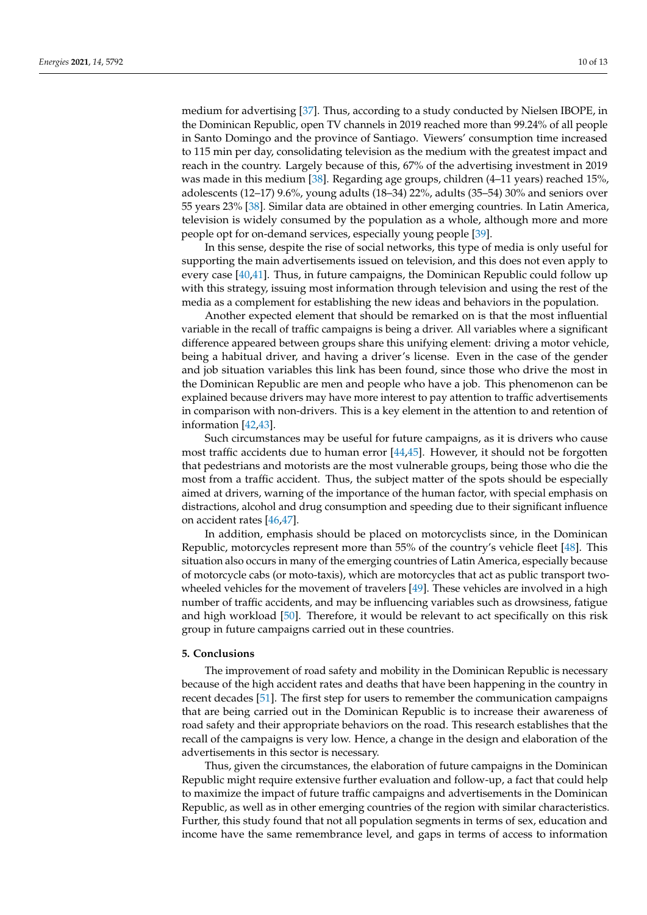medium for advertising [37]. Thus, according to a study conducted by Nielsen IBOPE, in the Dominican Republic, open TV channels in 2019 reached more than 99.24% of all people in Santo Domingo and the province of Santiago. Viewers' consumption time increased to 115 min per day, consolidating television as the medium with the greatest impact and reach in the country. Largely because of this, 67% of the advertising investment in 2019 was made in this medium [38]. Regarding age groups, children (4–11 years) reached 15%, adolescents (12–17) 9.6%, young adults (18–34) 22%, adults (35–54) 30% and seniors over 55 years 23% [38]. Similar data are obtained in other emerging countries. In Latin America, television is widely consumed by the population as a whole, although more and more people opt for on-demand services, especially young people [39].

In this sense, despite the rise of social networks, this type of media is only useful for supporting the main advertisements issued on television, and this does not even apply to every case [40,41]. Thus, in future campaigns, the Dominican Republic could follow up with this strategy, issuing most information through television and using the rest of the media as a complement for establishing the new ideas and behaviors in the population.

Another expected element that should be remarked on is that the most influential variable in the recall of traffic campaigns is being a driver. All variables where a significant difference appeared between groups share this unifying element: driving a motor vehicle, being a habitual driver, and having a driver's license. Even in the case of the gender and job situation variables this link has been found, since those who drive the most in the Dominican Republic are men and people who have a job. This phenomenon can be explained because drivers may have more interest to pay attention to traffic advertisements in comparison with non-drivers. This is a key element in the attention to and retention of information [42,43].

Such circumstances may be useful for future campaigns, as it is drivers who cause most traffic accidents due to human error [44,45]. However, it should not be forgotten that pedestrians and motorists are the most vulnerable groups, being those who die the most from a traffic accident. Thus, the subject matter of the spots should be especially aimed at drivers, warning of the importance of the human factor, with special emphasis on distractions, alcohol and drug consumption and speeding due to their significant influence on accident rates [46,47].

In addition, emphasis should be placed on motorcyclists since, in the Dominican Republic, motorcycles represent more than 55% of the country's vehicle fleet [48]. This situation also occurs in many of the emerging countries of Latin America, especially because of motorcycle cabs (or moto-taxis), which are motorcycles that act as public transport two-wheeled vehicles for the movement of travelers [49]. These vehicles are involved in a high number of traffic accidents, and may be influencing variables such as drowsiness, fatigue and high workload [50]. Therefore, it would be relevant to act specifically on this risk group in future campaigns carried out in these countries.

## 5. Conclusions

The improvement of road safety and mobility in the Dominican Republic is necessary because of the high accident rates and deaths that have been happening in the country in recent decades [51]. The first step for users to remember the communication campaigns that are being carried out in the Dominican Republic is to increase their awareness of road safety and their appropriate behaviors on the road. This research establishes that the recall of the campaigns is very low. Hence, a change in the design and elaboration of the advertisements in this sector is necessary.

Thus, given the circumstances, the elaboration of future campaigns in the Dominican Republic might require extensive further evaluation and follow-up, a fact that could help to maximize the impact of future traffic campaigns and advertisements in the Dominican Republic, as well as in other emerging countries of the region with similar characteristics. Further, this study found that not all population segments in terms of sex, education and income have the same remembrance level, and gaps in terms of access to information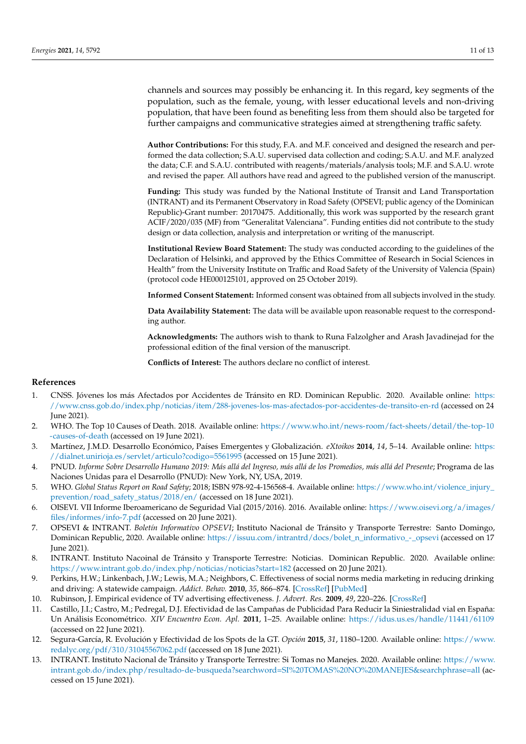channels and sources may possibly be enhancing it. In this regard, key segments of the population, such as the female, young, with lesser educational levels and non-driving population, that have been found as benefiting less from them should also be targeted for further campaigns and communicative strategies aimed at strengthening traffic safety.

**Author Contributions:** For this study, F.A. and M.F. conceived and designed the research and performed the data collection; S.A.U. supervised data collection and coding; S.A.U. and M.F. analyzed the data; C.F. and S.A.U. contributed with reagents/materials/analysis tools; M.F. and S.A.U. wrote and revised the paper. All authors have read and agreed to the published version of the manuscript.

**Funding:** This study was funded by the National Institute of Transit and Land Transportation (INTRANT) and its Permanent Observatory in Road Safety (OPSEVI; public agency of the Dominican Republic)-Grant number: 20170475. Additionally, this work was supported by the research grant ACIF/2020/035 (MF) from "Generalitat Valenciana". Funding entities did not contribute to the study design or data collection, analysis and interpretation or writing of the manuscript.

**Institutional Review Board Statement:** The study was conducted according to the guidelines of the Declaration of Helsinki, and approved by the Ethics Committee of Research in Social Sciences in Health" from the University Institute on Traffic and Road Safety of the University of Valencia (Spain) (protocol code HE000125101, approved on 25 October 2019).

**Informed Consent Statement:** Informed consent was obtained from all subjects involved in the study.

**Data Availability Statement:** The data will be available upon reasonable request to the corresponding author.

**Acknowledgments:** The authors wish to thank to Runa Falzolgher and Arash Javadinejad for the professional edition of the final version of the manuscript.

**Conflicts of Interest:** The authors declare no conflict of interest.

## References

1. CNSS. Jóvenes los más Afectados por Accidentes de Tránsito en RD. Dominican Republic. 2020. Available online: https://www.cnss.gob.do/index.php/noticias/item/288-jovenes-los-mas-afectados-por-accidentes-de-transito-en-rd (accessed on 24 June 2021).
2. WHO. The Top 10 Causes of Death. 2018. Available online: https://www.who.int/news-room/fact-sheets/detail/the-top-10-causes-of-death (accessed on 19 June 2021).
3. Martínez, J.M.D. Desarrollo Económico, Países Emergentes y Globalización. *eXtoikos* **2014**, *14*, 5–14. Available online: https://dialnet.unirioja.es/servlet/articulo?codigo=5561995 (accessed on 15 June 2021).
4. PNUD. *Informe Sobre Desarrollo Humano 2019: Más allá del Ingreso, más allá de los Promedios, más allá del Presente*; Programa de las Naciones Unidas para el Desarrollo (PNUD): New York, NY, USA, 2019.
5. WHO. *Global Status Report on Road Safety*; 2018; ISBN 978-92-4-156568-4. Available online: https://www.who.int/violence_injury_prevention/road_safety_status/2018/en/ (accessed on 18 June 2021).
6. OISEVI. VII Informe Iberoamericano de Seguridad Vial (2015/2016). 2016. Available online: https://www.oisevi.org/a/images/files/informes/info-7.pdf (accessed on 20 June 2021).
7. OPSEVI & INTRANT. *Boletín Informativo OPSEVI*; Instituto Nacional de Tránsito y Transporte Terrestre: Santo Domingo, Dominican Republic, 2020. Available online: https://issuu.com/intrantrd/docs/bolet_n_informativo_-_opsevi (accessed on 17 June 2021).
8. INTRANT. Instituto Nacoinal de Tránsito y Transporte Terrestre: Noticias. Dominican Republic. 2020. Available online: https://www.intrant.gob.do/index.php/noticias/noticias?start=182 (accessed on 20 June 2021).
9. Perkins, H.W.; Linkenbach, J.W.; Lewis, M.A.; Neighbors, C. Effectiveness of social norms media marketing in reducing drinking and driving: A statewide campaign. *Addict. Behav.* **2010**, *35*, 866–874. [CrossRef] [PubMed]
10. Rubinson, J. Empirical evidence of TV advertising effectiveness. *J. Advert. Res.* **2009**, *49*, 220–226. [CrossRef]
11. Castillo, J.I.; Castro, M.; Pedregal, D.J. Efectividad de las Campañas de Publicidad Para Reducir la Siniestralidad vial en España: Un Análisis Econométrico. *XIV Encuentro Econ. Apl.* **2011**, 1–25. Available online: https://idus.us.es/handle/11441/61109 (accessed on 22 June 2021).
12. Segura-García, R. Evolución y Efectividad de los Spots de la GT. *Opción* **2015**, *31*, 1180–1200. Available online: https://www.redalyc.org/pdf/310/31045567062.pdf (accessed on 18 June 2021).
13. INTRANT. Instituto Nacional de Tránsito y Transporte Terrestre: Si Tomas no Manejes. 2020. Available online: https://www.intrant.gob.do/index.php/resultado-de-busqueda?searchword=SI%20TOMAS%20NO%20MANEJES&searchphrase=all (accessed on 15 June 2021).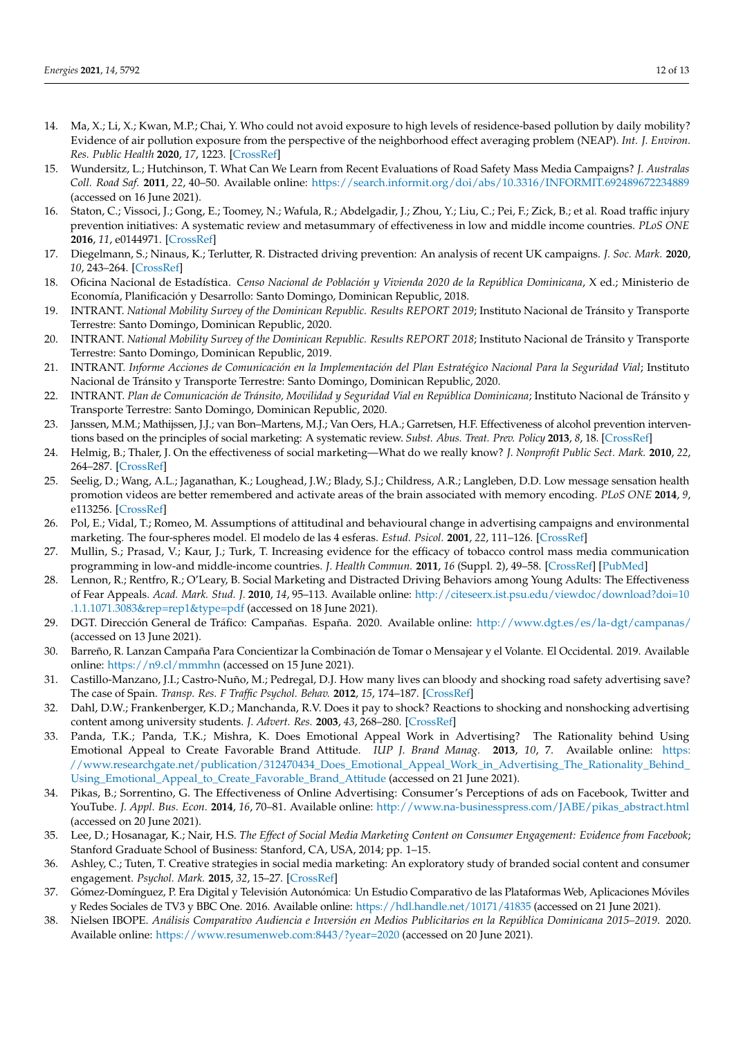14. Ma, X.; Li, X.; Kwan, M.P.; Chai, Y. Who could not avoid exposure to high levels of residence-based pollution by daily mobility? Evidence of air pollution exposure from the perspective of the neighborhood effect averaging problem (NEAP). *Int. J. Environ. Res. Public Health* **2020**, *17*, 1223. [CrossRef]
15. Wundersitz, L.; Hutchinson, T. What Can We Learn from Recent Evaluations of Road Safety Mass Media Campaigns? *J. Australas Coll. Road Saf.* **2011**, *22*, 40–50. Available online: https://search.informit.org/doi/abs/10.3316/INFORMIT.692489672234889 (accessed on 16 June 2021).
16. Staton, C.; Vissoci, J.; Gong, E.; Toomey, N.; Wafula, R.; Abdelgadir, J.; Zhou, Y.; Liu, C.; Pei, F.; Zick, B.; et al. Road traffic injury prevention initiatives: A systematic review and metasummary of effectiveness in low and middle income countries. *PLoS ONE* **2016**, *11*, e0144971. [CrossRef]
17. Diegelmann, S.; Ninaus, K.; Terlutter, R. Distracted driving prevention: An analysis of recent UK campaigns. *J. Soc. Mark.* **2020**, *10*, 243–264. [CrossRef]
18. Oficina Nacional de Estadística. *Censo Nacional de Población y Vivienda 2020 de la República Dominicana*, X ed.; Ministerio de Economía, Planificación y Desarrollo: Santo Domingo, Dominican Republic, 2018.
19. INTRANT. *National Mobility Survey of the Dominican Republic. Results REPORT 2019*; Instituto Nacional de Tránsito y Transporte Terrestre: Santo Domingo, Dominican Republic, 2020.
20. INTRANT. *National Mobility Survey of the Dominican Republic. Results REPORT 2018*; Instituto Nacional de Tránsito y Transporte Terrestre: Santo Domingo, Dominican Republic, 2019.
21. INTRANT. *Informe Acciones de Comunicación en la Implementación del Plan Estratégico Nacional Para la Seguridad Vial*; Instituto Nacional de Tránsito y Transporte Terrestre: Santo Domingo, Dominican Republic, 2020.
22. INTRANT. *Plan de Comunicación de Tránsito, Movilidad y Seguridad Vial en República Dominicana*; Instituto Nacional de Tránsito y Transporte Terrestre: Santo Domingo, Dominican Republic, 2020.
23. Janssen, M.M.; Mathijssen, J.J.; van Bon–Martens, M.J.; Van Oers, H.A.; Garretsen, H.F. Effectiveness of alcohol prevention interventions based on the principles of social marketing: A systematic review. *Subst. Abus. Treat. Prev. Policy* **2013**, *8*, 18. [CrossRef]
24. Helmig, B.; Thaler, J. On the effectiveness of social marketing—What do we really know? *J. Nonprofit Public Sect. Mark.* **2010**, *22*, 264–287. [CrossRef]
25. Seelig, D.; Wang, A.L.; Jaganathan, K.; Loughead, J.W.; Blady, S.J.; Childress, A.R.; Langleben, D.D. Low message sensation health promotion videos are better remembered and activate areas of the brain associated with memory encoding. *PLoS ONE* **2014**, *9*, e113256. [CrossRef]
26. Pol, E.; Vidal, T.; Romeo, M. Assumptions of attitudinal and behavioural change in advertising campaigns and environmental marketing. The four-spheres model. El modelo de las 4 esferas. *Estud. Psicol.* **2001**, *22*, 111–126. [CrossRef]
27. Mullin, S.; Prasad, V.; Kaur, J.; Turk, T. Increasing evidence for the efficacy of tobacco control mass media communication programming in low-and middle-income countries. *J. Health Commun.* **2011**, *16* (Suppl. 2), 49–58. [CrossRef] [PubMed]
28. Lennon, R.; Rentfro, R.; O'Leary, B. Social Marketing and Distracted Driving Behaviors among Young Adults: The Effectiveness of Fear Appeals. *Acad. Mark. Stud. J.* **2010**, *14*, 95–113. Available online: http://citeseerx.ist.psu.edu/viewdoc/download?doi=10.1.1.1071.3083&rep=rep1&type=pdf (accessed on 18 June 2021).
29. DGT. Dirección General de Tráfico: Campañas. España. 2020. Available online: http://www.dgt.es/es/la-dgt/campanas/ (accessed on 13 June 2021).
30. Barreño, R. Lanzan Campaña Para Concientizar la Combinación de Tomar o Mensajear y el Volante. El Occidental. 2019. Available online: https://n9.cl/mmmhn (accessed on 15 June 2021).
31. Castillo-Manzano, J.I.; Castro-Nuño, M.; Pedregal, D.J. How many lives can bloody and shocking road safety advertising save? The case of Spain. *Transp. Res. F Traffic Psychol. Behav.* **2012**, *15*, 174–187. [CrossRef]
32. Dahl, D.W.; Frankenberger, K.D.; Manchanda, R.V. Does it pay to shock? Reactions to shocking and nonshocking advertising content among university students. *J. Advert. Res.* **2003**, *43*, 268–280. [CrossRef]
33. Panda, T.K.; Panda, T.K.; Mishra, K. Does Emotional Appeal Work in Advertising? The Rationality behind Using Emotional Appeal to Create Favorable Brand Attitude. *IUP J. Brand Manag.* **2013**, *10*, 7. Available online: https://www.researchgate.net/publication/312470434_Does_Emotional_Appeal_Work_in_Advertising_The_Rationality_Behind_Using_Emotional_Appeal_to_Create_Favorable_Brand_Attitude (accessed on 21 June 2021).
34. Pikas, B.; Sorrentino, G. The Effectiveness of Online Advertising: Consumer's Perceptions of ads on Facebook, Twitter and YouTube. *J. Appl. Bus. Econ.* **2014**, *16*, 70–81. Available online: http://www.na-businesspress.com/JABE/pikas_abstract.html (accessed on 20 June 2021).
35. Lee, D.; Hosanagar, K.; Nair, H.S. *The Effect of Social Media Marketing Content on Consumer Engagement: Evidence from Facebook*; Stanford Graduate School of Business: Stanford, CA, USA, 2014; pp. 1–15.
36. Ashley, C.; Tuten, T. Creative strategies in social media marketing: An exploratory study of branded social content and consumer engagement. *Psychol. Mark.* **2015**, *32*, 15–27. [CrossRef]
37. Gómez-Domínguez, P. Era Digital y Televisión Autonómica: Un Estudio Comparativo de las Plataformas Web, Aplicaciones Móviles y Redes Sociales de TV3 y BBC One. 2016. Available online: https://hdl.handle.net/10171/41835 (accessed on 21 June 2021).
38. Nielsen IBOPE. *Análisis Comparativo Audiencia e Inversión en Medios Publicitarios en la República Dominicana 2015–2019*. 2020. Available online: https://www.resumenweb.com:8443/?year=2020 (accessed on 20 June 2021).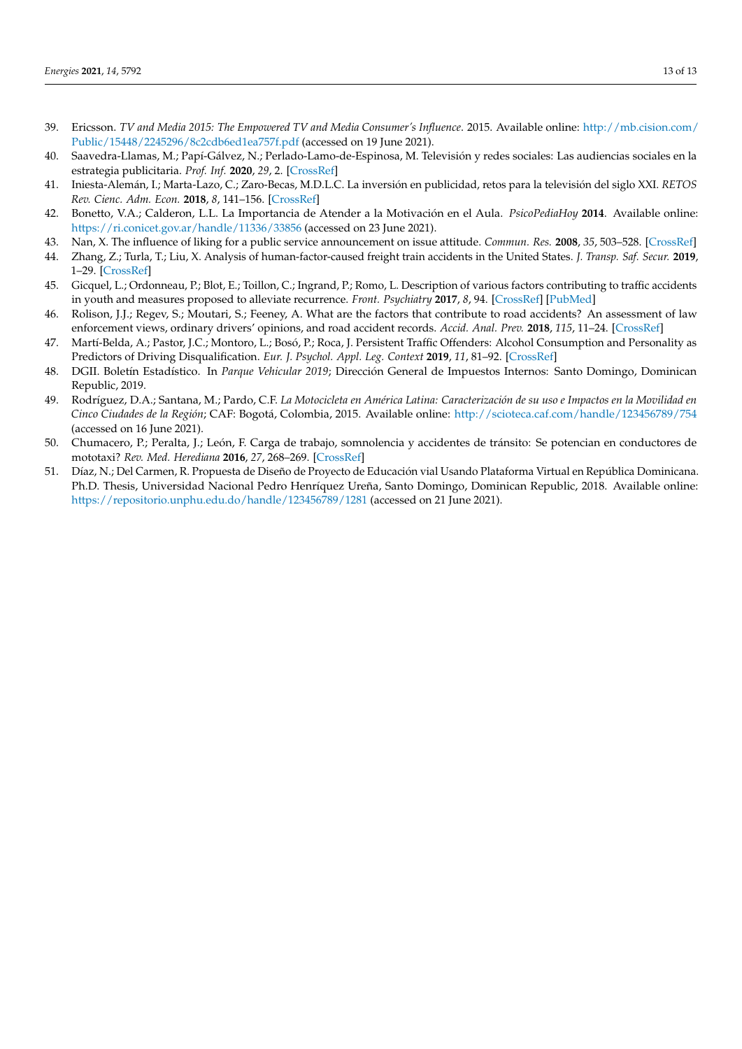39. Ericsson. *TV and Media 2015: The Empowered TV and Media Consumer's Influence*. 2015. Available online: http://mb.cision.com/Public/15448/2245296/8c2cdb6ed1ea757f.pdf (accessed on 19 June 2021).
40. Saavedra-Llamas, M.; Papí-Gálvez, N.; Perlado-Lamo-de-Espinosa, M. Televisión y redes sociales: Las audiencias sociales en la estrategia publicitaria. *Prof. Inf.* **2020**, *29*, 2. [CrossRef]
41. Iniesta-Alemán, I.; Marta-Lazo, C.; Zaro-Becas, M.D.L.C. La inversión en publicidad, retos para la televisión del siglo XXI. *RETOS Rev. Cienc. Adm. Econ.* **2018**, *8*, 141–156. [CrossRef]
42. Bonetto, V.A.; Calderon, L.L. La Importancia de Atender a la Motivación en el Aula. *PsicoPediaHoy* **2014**. Available online: https://ri.conicet.gov.ar/handle/11336/33856 (accessed on 23 June 2021).
43. Nan, X. The influence of liking for a public service announcement on issue attitude. *Commun. Res.* **2008**, *35*, 503–528. [CrossRef]
44. Zhang, Z.; Turla, T.; Liu, X. Analysis of human-factor-caused freight train accidents in the United States. *J. Transp. Saf. Secur.* **2019**, 1–29. [CrossRef]
45. Gicquel, L.; Ordonneau, P.; Blot, E.; Toillon, C.; Ingrand, P.; Romo, L. Description of various factors contributing to traffic accidents in youth and measures proposed to alleviate recurrence. *Front. Psychiatry* **2017**, *8*, 94. [CrossRef] [PubMed]
46. Rolison, J.J.; Regev, S.; Moutari, S.; Feeney, A. What are the factors that contribute to road accidents? An assessment of law enforcement views, ordinary drivers' opinions, and road accident records. *Accid. Anal. Prev.* **2018**, *115*, 11–24. [CrossRef]
47. Martí-Belda, A.; Pastor, J.C.; Montoro, L.; Bosó, P.; Roca, J. Persistent Traffic Offenders: Alcohol Consumption and Personality as Predictors of Driving Disqualification. *Eur. J. Psychol. Appl. Leg. Context* **2019**, *11*, 81–92. [CrossRef]
48. DGII. Boletín Estadístico. In *Parque Vehicular 2019*; Dirección General de Impuestos Internos: Santo Domingo, Dominican Republic, 2019.
49. Rodríguez, D.A.; Santana, M.; Pardo, C.F. *La Motocicleta en América Latina: Caracterización de su uso e Impactos en la Movilidad en Cinco Ciudades de la Región*; CAF: Bogotá, Colombia, 2015. Available online: http://scioteca.caf.com/handle/123456789/754 (accessed on 16 June 2021).
50. Chumacero, P.; Peralta, J.; León, F. Carga de trabajo, somnolencia y accidentes de tránsito: Se potencian en conductores de mototaxi? *Rev. Med. Herediana* **2016**, *27*, 268–269. [CrossRef]
51. Díaz, N.; Del Carmen, R. Propuesta de Diseño de Proyecto de Educación vial Usando Plataforma Virtual en República Dominicana. Ph.D. Thesis, Universidad Nacional Pedro Henríquez Ureña, Santo Domingo, Dominican Republic, 2018. Available online: https://repositorio.unphu.edu.do/handle/123456789/1281 (accessed on 21 June 2021).